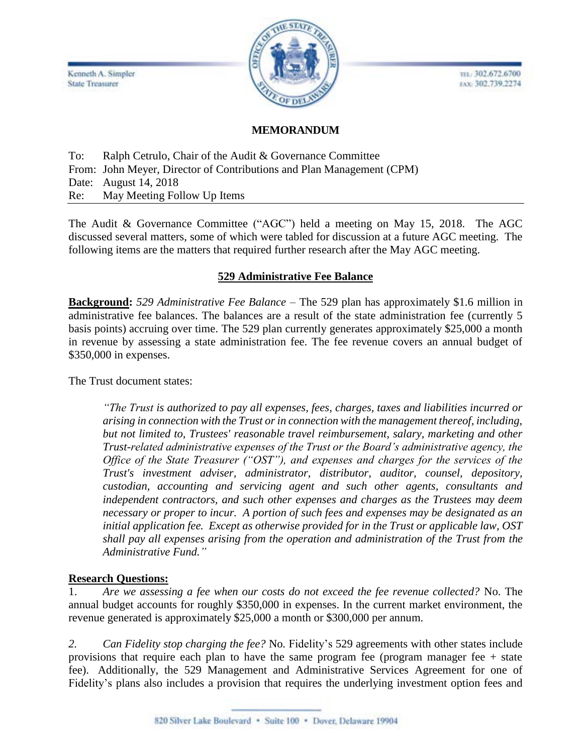Kenneth A. Simpler
State Treasurer

TEL: 302.672.6700
FAX: 302.739.2274

# MEMORANDUM

To: Ralph Cetrulo, Chair of the Audit & Governance Committee
From: John Meyer, Director of Contributions and Plan Management (CPM)
Date: August 14, 2018
Re: May Meeting Follow Up Items

The Audit & Governance Committee ("AGC") held a meeting on May 15, 2018. The AGC discussed several matters, some of which were tabled for discussion at a future AGC meeting. The following items are the matters that required further research after the May AGC meeting.

## 529 Administrative Fee Balance

**Background:** *529 Administrative Fee Balance* – The 529 plan has approximately $1.6 million in administrative fee balances. The balances are a result of the state administration fee (currently 5 basis points) accruing over time. The 529 plan currently generates approximately $25,000 a month in revenue by assessing a state administration fee. The fee revenue covers an annual budget of $350,000 in expenses.

The Trust document states:

> *"The Trust is authorized to pay all expenses, fees, charges, taxes and liabilities incurred or arising in connection with the Trust or in connection with the management thereof, including, but not limited to, Trustees' reasonable travel reimbursement, salary, marketing and other Trust-related administrative expenses of the Trust or the Board's administrative agency, the Office of the State Treasurer ("OST"), and expenses and charges for the services of the Trust's investment adviser, administrator, distributor, auditor, counsel, depository, custodian, accounting and servicing agent and such other agents, consultants and independent contractors, and such other expenses and charges as the Trustees may deem necessary or proper to incur. A portion of such fees and expenses may be designated as an initial application fee. Except as otherwise provided for in the Trust or applicable law, OST shall pay all expenses arising from the operation and administration of the Trust from the Administrative Fund."*

**Research Questions:**

1. *Are we assessing a fee when our costs do not exceed the fee revenue collected?* No. The annual budget accounts for roughly $350,000 in expenses. In the current market environment, the revenue generated is approximately $25,000 a month or $300,000 per annum.

2. *Can Fidelity stop charging the fee?* No. Fidelity's 529 agreements with other states include provisions that require each plan to have the same program fee (program manager fee + state fee). Additionally, the 529 Management and Administrative Services Agreement for one of Fidelity's plans also includes a provision that requires the underlying investment option fees and

820 Silver Lake Boulevard • Suite 100 • Dover, Delaware 19904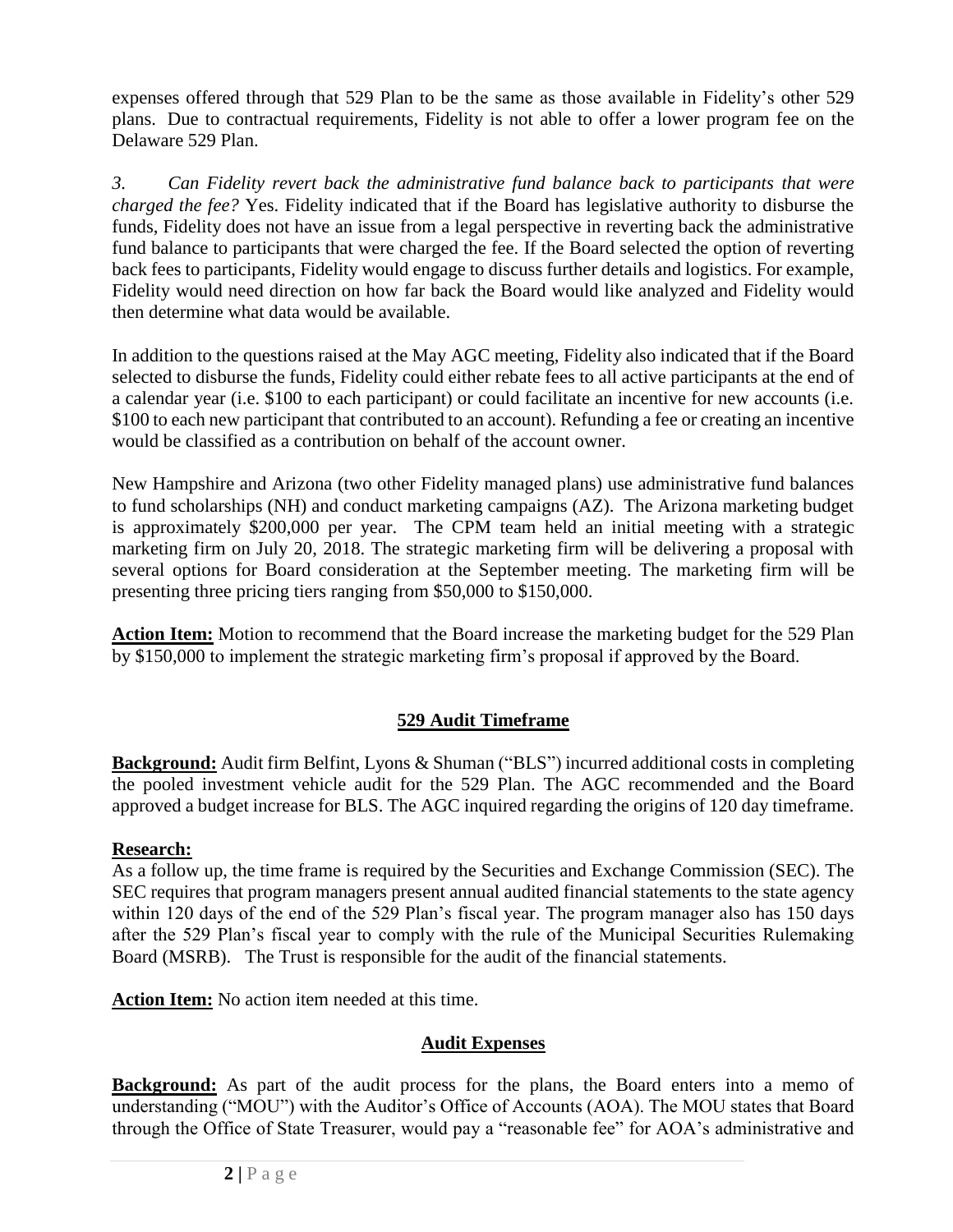expenses offered through that 529 Plan to be the same as those available in Fidelity's other 529 plans. Due to contractual requirements, Fidelity is not able to offer a lower program fee on the Delaware 529 Plan.

*3. Can Fidelity revert back the administrative fund balance back to participants that were charged the fee?* Yes. Fidelity indicated that if the Board has legislative authority to disburse the funds, Fidelity does not have an issue from a legal perspective in reverting back the administrative fund balance to participants that were charged the fee. If the Board selected the option of reverting back fees to participants, Fidelity would engage to discuss further details and logistics. For example, Fidelity would need direction on how far back the Board would like analyzed and Fidelity would then determine what data would be available.

In addition to the questions raised at the May AGC meeting, Fidelity also indicated that if the Board selected to disburse the funds, Fidelity could either rebate fees to all active participants at the end of a calendar year (i.e. $100 to each participant) or could facilitate an incentive for new accounts (i.e. $100 to each new participant that contributed to an account). Refunding a fee or creating an incentive would be classified as a contribution on behalf of the account owner.

New Hampshire and Arizona (two other Fidelity managed plans) use administrative fund balances to fund scholarships (NH) and conduct marketing campaigns (AZ). The Arizona marketing budget is approximately $200,000 per year. The CPM team held an initial meeting with a strategic marketing firm on July 20, 2018. The strategic marketing firm will be delivering a proposal with several options for Board consideration at the September meeting. The marketing firm will be presenting three pricing tiers ranging from $50,000 to $150,000.

**Action Item:** Motion to recommend that the Board increase the marketing budget for the 529 Plan by $150,000 to implement the strategic marketing firm's proposal if approved by the Board.

## 529 Audit Timeframe

**Background:** Audit firm Belfint, Lyons & Shuman ("BLS") incurred additional costs in completing the pooled investment vehicle audit for the 529 Plan. The AGC recommended and the Board approved a budget increase for BLS. The AGC inquired regarding the origins of 120 day timeframe.

**Research:**
As a follow up, the time frame is required by the Securities and Exchange Commission (SEC). The SEC requires that program managers present annual audited financial statements to the state agency within 120 days of the end of the 529 Plan's fiscal year. The program manager also has 150 days after the 529 Plan's fiscal year to comply with the rule of the Municipal Securities Rulemaking Board (MSRB). The Trust is responsible for the audit of the financial statements.

**Action Item:** No action item needed at this time.

## Audit Expenses

**Background:** As part of the audit process for the plans, the Board enters into a memo of understanding ("MOU") with the Auditor's Office of Accounts (AOA). The MOU states that Board through the Office of State Treasurer, would pay a "reasonable fee" for AOA's administrative and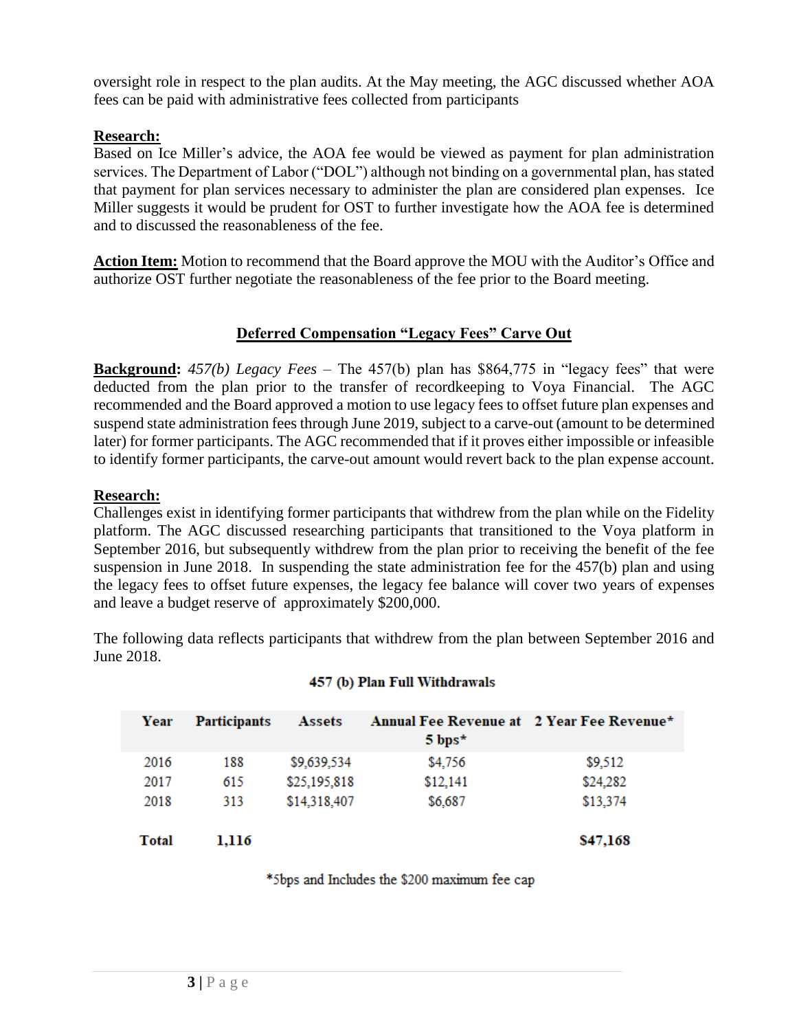oversight role in respect to the plan audits. At the May meeting, the AGC discussed whether AOA fees can be paid with administrative fees collected from participants

**Research:**
Based on Ice Miller's advice, the AOA fee would be viewed as payment for plan administration services. The Department of Labor ("DOL") although not binding on a governmental plan, has stated that payment for plan services necessary to administer the plan are considered plan expenses. Ice Miller suggests it would be prudent for OST to further investigate how the AOA fee is determined and to discussed the reasonableness of the fee.

**Action Item:** Motion to recommend that the Board approve the MOU with the Auditor's Office and authorize OST further negotiate the reasonableness of the fee prior to the Board meeting.

## Deferred Compensation "Legacy Fees" Carve Out

**Background:** *457(b) Legacy Fees* – The 457(b) plan has $864,775 in "legacy fees" that were deducted from the plan prior to the transfer of recordkeeping to Voya Financial. The AGC recommended and the Board approved a motion to use legacy fees to offset future plan expenses and suspend state administration fees through June 2019, subject to a carve-out (amount to be determined later) for former participants. The AGC recommended that if it proves either impossible or infeasible to identify former participants, the carve-out amount would revert back to the plan expense account.

**Research:**
Challenges exist in identifying former participants that withdrew from the plan while on the Fidelity platform. The AGC discussed researching participants that transitioned to the Voya platform in September 2016, but subsequently withdrew from the plan prior to receiving the benefit of the fee suspension in June 2018. In suspending the state administration fee for the 457(b) plan and using the legacy fees to offset future expenses, the legacy fee balance will cover two years of expenses and leave a budget reserve of approximately $200,000.

The following data reflects participants that withdrew from the plan between September 2016 and June 2018.

**457 (b) Plan Full Withdrawals**

| Year | Participants | Assets | Annual Fee Revenue at 5 bps* | 2 Year Fee Revenue* |
|---|---|---|---|---|
| 2016 | 188 | $9,639,534 | $4,756 | $9,512 |
| 2017 | 615 | $25,195,818 | $12,141 | $24,282 |
| 2018 | 313 | $14,318,407 | $6,687 | $13,374 |
| **Total** | **1,116** | | | **$47,168** |

*5bps and Includes the $200 maximum fee cap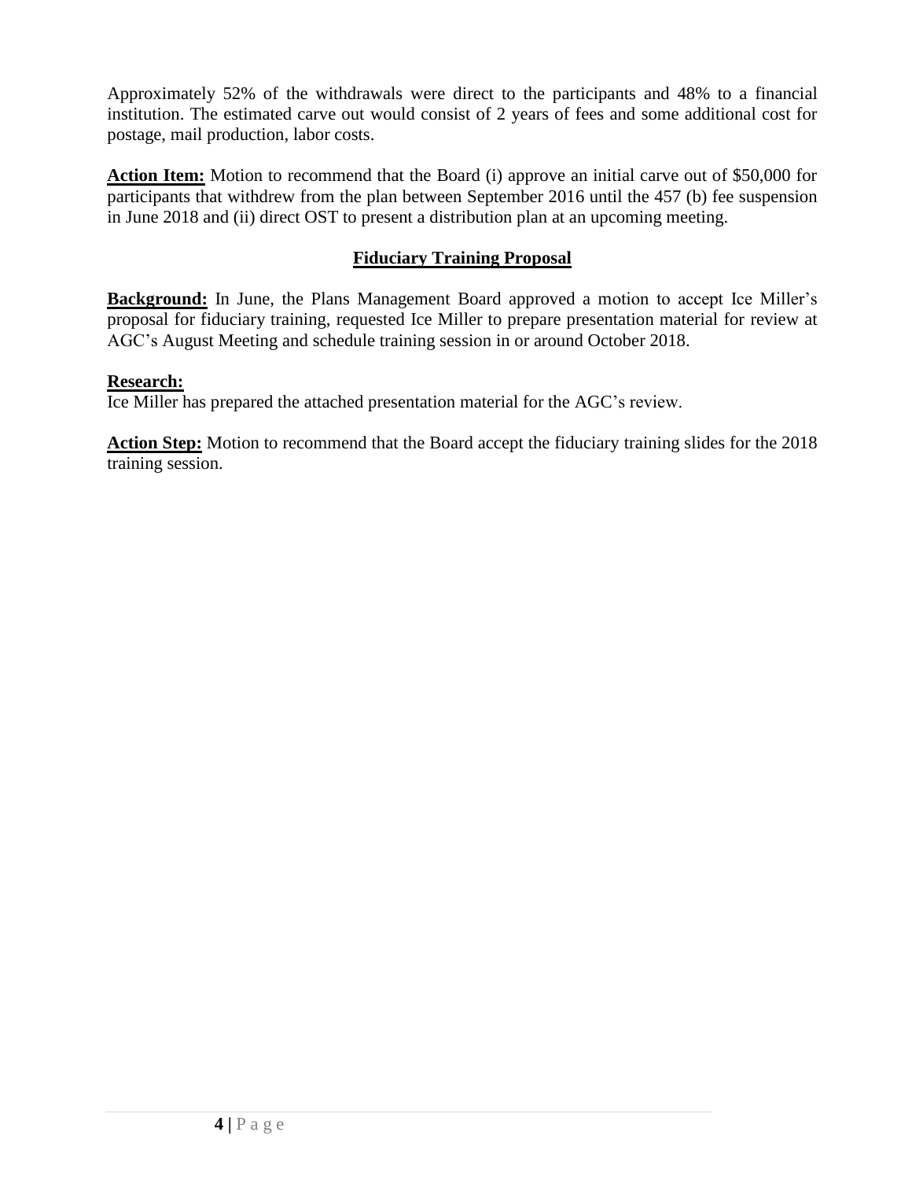Approximately 52% of the withdrawals were direct to the participants and 48% to a financial institution. The estimated carve out would consist of 2 years of fees and some additional cost for postage, mail production, labor costs.

**Action Item:** Motion to recommend that the Board (i) approve an initial carve out of $50,000 for participants that withdrew from the plan between September 2016 until the 457 (b) fee suspension in June 2018 and (ii) direct OST to present a distribution plan at an upcoming meeting.

## Fiduciary Training Proposal

**Background:** In June, the Plans Management Board approved a motion to accept Ice Miller's proposal for fiduciary training, requested Ice Miller to prepare presentation material for review at AGC's August Meeting and schedule training session in or around October 2018.

**Research:**
Ice Miller has prepared the attached presentation material for the AGC's review.

**Action Step:** Motion to recommend that the Board accept the fiduciary training slides for the 2018 training session.